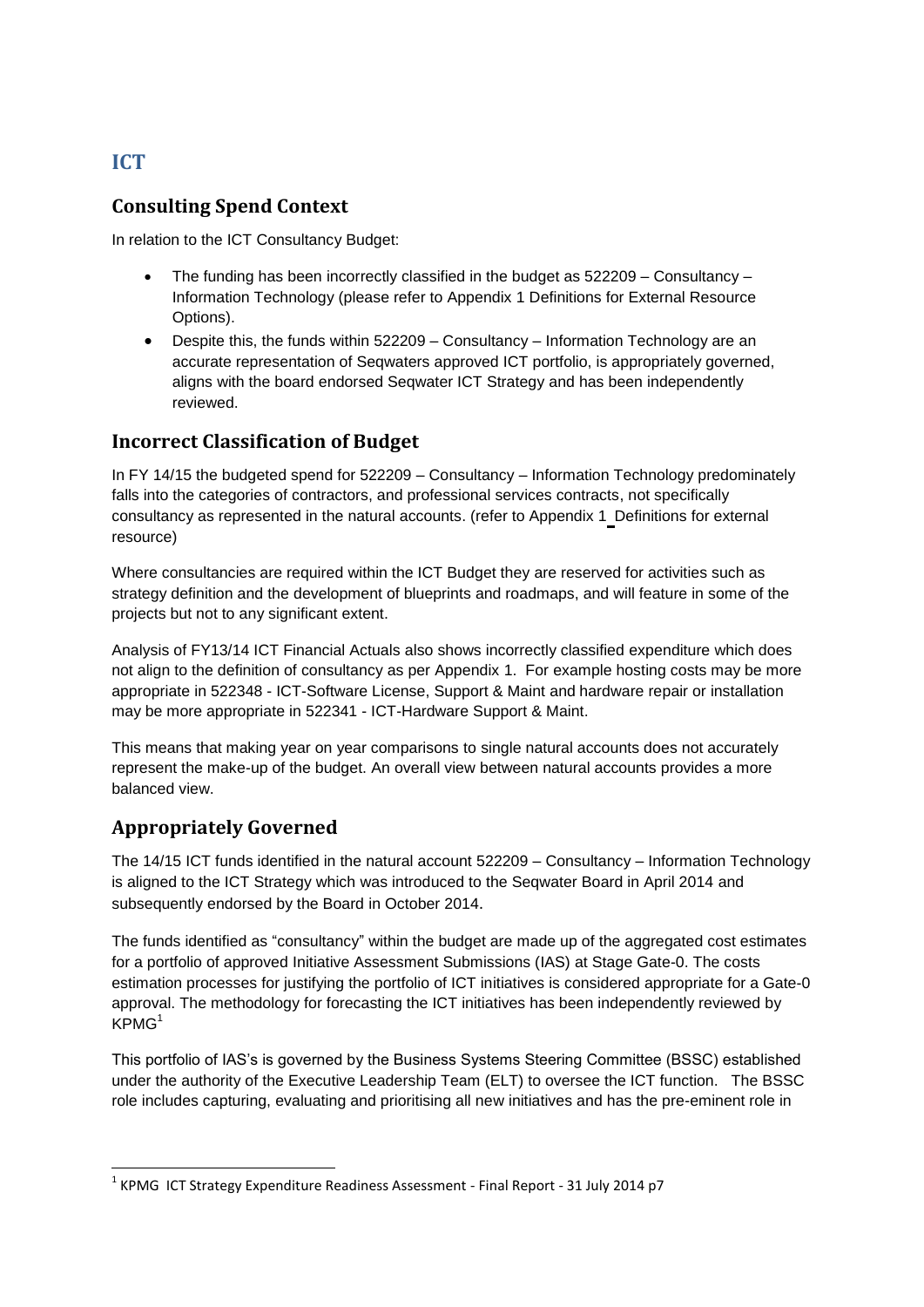# ICT

## Consulting Spend Context

In relation to the ICT Consultancy Budget:

- The funding has been incorrectly classified in the budget as 522209 – Consultancy – Information Technology (please refer to Appendix 1 Definitions for External Resource Options).
- Despite this, the funds within 522209 – Consultancy – Information Technology are an accurate representation of Seqwaters approved ICT portfolio, is appropriately governed, aligns with the board endorsed Seqwater ICT Strategy and has been independently reviewed.

## Incorrect Classification of Budget

In FY 14/15 the budgeted spend for 522209 – Consultancy – Information Technology predominately falls into the categories of contractors, and professional services contracts, not specifically consultancy as represented in the natural accounts. (refer to Appendix 1 Definitions for external resource)

Where consultancies are required within the ICT Budget they are reserved for activities such as strategy definition and the development of blueprints and roadmaps, and will feature in some of the projects but not to any significant extent.

Analysis of FY13/14 ICT Financial Actuals also shows incorrectly classified expenditure which does not align to the definition of consultancy as per Appendix 1. For example hosting costs may be more appropriate in 522348 - ICT-Software License, Support & Maint and hardware repair or installation may be more appropriate in 522341 - ICT-Hardware Support & Maint.

This means that making year on year comparisons to single natural accounts does not accurately represent the make-up of the budget. An overall view between natural accounts provides a more balanced view.

## Appropriately Governed

The 14/15 ICT funds identified in the natural account 522209 – Consultancy – Information Technology is aligned to the ICT Strategy which was introduced to the Seqwater Board in April 2014 and subsequently endorsed by the Board in October 2014.

The funds identified as "consultancy" within the budget are made up of the aggregated cost estimates for a portfolio of approved Initiative Assessment Submissions (IAS) at Stage Gate-0. The costs estimation processes for justifying the portfolio of ICT initiatives is considered appropriate for a Gate-0 approval. The methodology for forecasting the ICT initiatives has been independently reviewed by KPMG[1]

This portfolio of IAS's is governed by the Business Systems Steering Committee (BSSC) established under the authority of the Executive Leadership Team (ELT) to oversee the ICT function. The BSSC role includes capturing, evaluating and prioritising all new initiatives and has the pre-eminent role in

[1] KPMG ICT Strategy Expenditure Readiness Assessment - Final Report - 31 July 2014 p7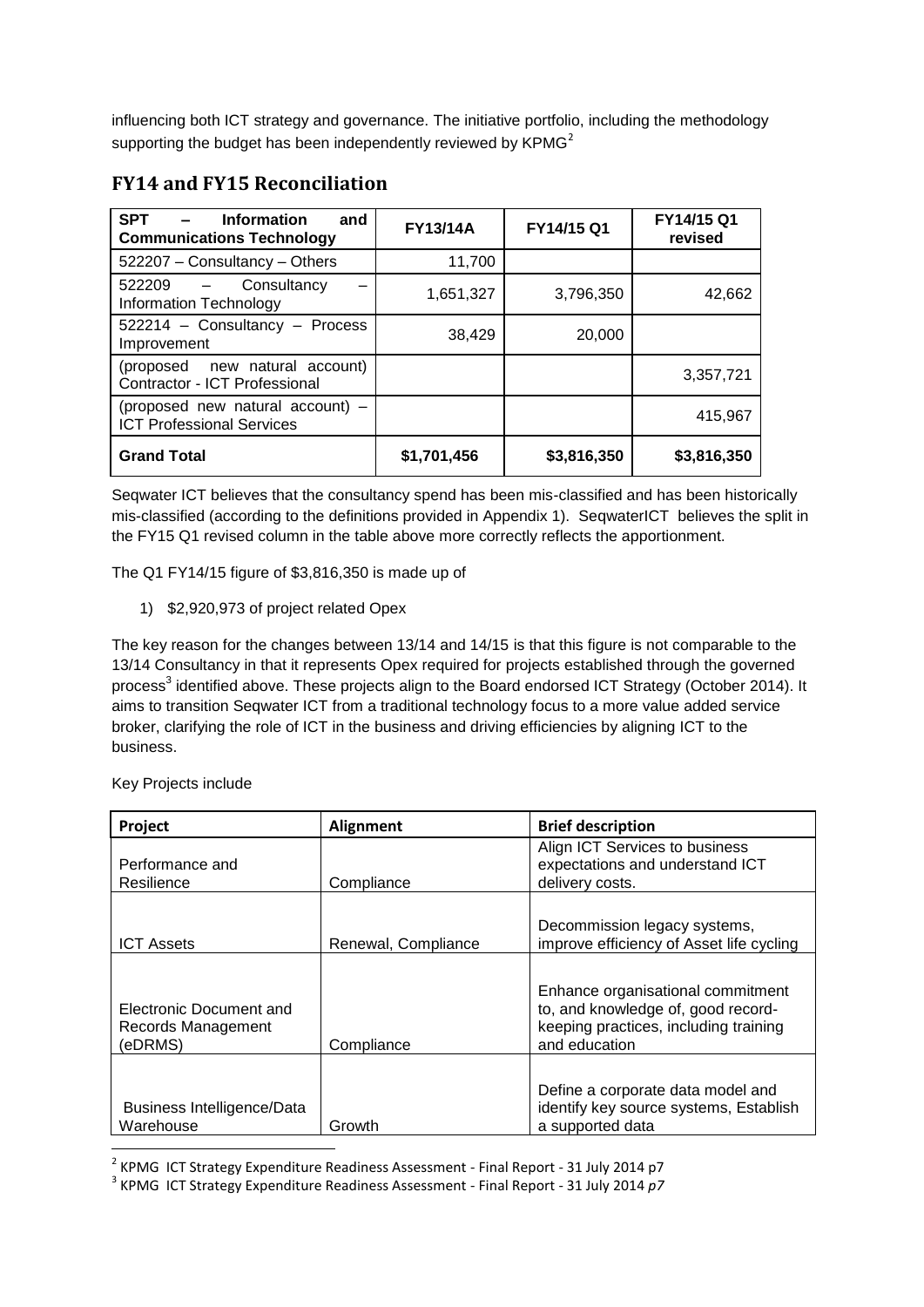influencing both ICT strategy and governance. The initiative portfolio, including the methodology supporting the budget has been independently reviewed by KPMG[2]

## FY14 and FY15 Reconciliation

| SPT – Information and Communications Technology | FY13/14A | FY14/15 Q1 | FY14/15 Q1 revised |
|---|---|---|---|
| 522207 – Consultancy – Others | 11,700 | | |
| 522209 – Consultancy – Information Technology | 1,651,327 | 3,796,350 | 42,662 |
| 522214 – Consultancy – Process Improvement | 38,429 | 20,000 | |
| (proposed new natural account) Contractor - ICT Professional | | | 3,357,721 |
| (proposed new natural account) – ICT Professional Services | | | 415,967 |
| **Grand Total** | **$1,701,456** | **$3,816,350** | **$3,816,350** |

Seqwater ICT believes that the consultancy spend has been mis-classified and has been historically mis-classified (according to the definitions provided in Appendix 1). SeqwaterICT believes the split in the FY15 Q1 revised column in the table above more correctly reflects the apportionment.

The Q1 FY14/15 figure of $3,816,350 is made up of

1) $2,920,973 of project related Opex

The key reason for the changes between 13/14 and 14/15 is that this figure is not comparable to the 13/14 Consultancy in that it represents Opex required for projects established through the governed process[3] identified above. These projects align to the Board endorsed ICT Strategy (October 2014). It aims to transition Seqwater ICT from a traditional technology focus to a more value added service broker, clarifying the role of ICT in the business and driving efficiencies by aligning ICT to the business.

Key Projects include

| Project | Alignment | Brief description |
|---|---|---|
| Performance and Resilience | Compliance | Align ICT Services to business expectations and understand ICT delivery costs. |
| ICT Assets | Renewal, Compliance | Decommission legacy systems, improve efficiency of Asset life cycling |
| Electronic Document and Records Management (eDRMS) | Compliance | Enhance organisational commitment to, and knowledge of, good record-keeping practices, including training and education |
| Business Intelligence/Data Warehouse | Growth | Define a corporate data model and identify key source systems, Establish a supported data |

[2] KPMG ICT Strategy Expenditure Readiness Assessment - Final Report - 31 July 2014 p7

[3] KPMG ICT Strategy Expenditure Readiness Assessment - Final Report - 31 July 2014 *p7*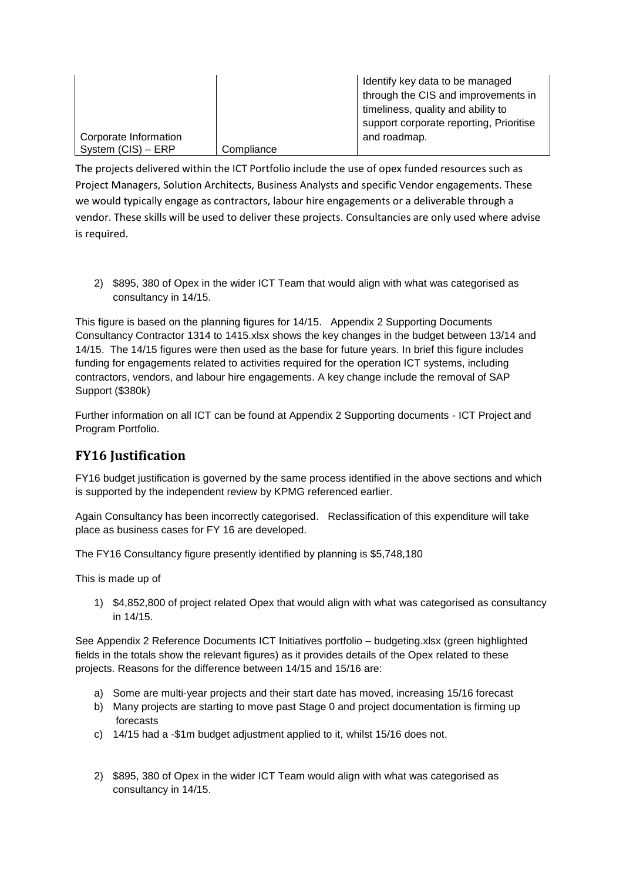| Corporate Information System (CIS) – ERP | Compliance | Identify key data to be managed through the CIS and improvements in timeliness, quality and ability to support corporate reporting, Prioritise and roadmap. |
|---|---|---|

The projects delivered within the ICT Portfolio include the use of opex funded resources such as Project Managers, Solution Architects, Business Analysts and specific Vendor engagements. These we would typically engage as contractors, labour hire engagements or a deliverable through a vendor. These skills will be used to deliver these projects. Consultancies are only used where advise is required.

2) $895, 380 of Opex in the wider ICT Team that would align with what was categorised as consultancy in 14/15.

This figure is based on the planning figures for 14/15. Appendix 2 Supporting Documents Consultancy Contractor 1314 to 1415.xlsx shows the key changes in the budget between 13/14 and 14/15. The 14/15 figures were then used as the base for future years. In brief this figure includes funding for engagements related to activities required for the operation ICT systems, including contractors, vendors, and labour hire engagements. A key change include the removal of SAP Support ($380k)

Further information on all ICT can be found at Appendix 2 Supporting documents - ICT Project and Program Portfolio.

## FY16 Justification

FY16 budget justification is governed by the same process identified in the above sections and which is supported by the independent review by KPMG referenced earlier.

Again Consultancy has been incorrectly categorised. Reclassification of this expenditure will take place as business cases for FY 16 are developed.

The FY16 Consultancy figure presently identified by planning is $5,748,180

This is made up of

1) $4,852,800 of project related Opex that would align with what was categorised as consultancy in 14/15.

See Appendix 2 Reference Documents ICT Initiatives portfolio – budgeting.xlsx (green highlighted fields in the totals show the relevant figures) as it provides details of the Opex related to these projects. Reasons for the difference between 14/15 and 15/16 are:

a) Some are multi-year projects and their start date has moved, increasing 15/16 forecast
b) Many projects are starting to move past Stage 0 and project documentation is firming up forecasts
c) 14/15 had a -$1m budget adjustment applied to it, whilst 15/16 does not.

2) $895, 380 of Opex in the wider ICT Team would align with what was categorised as consultancy in 14/15.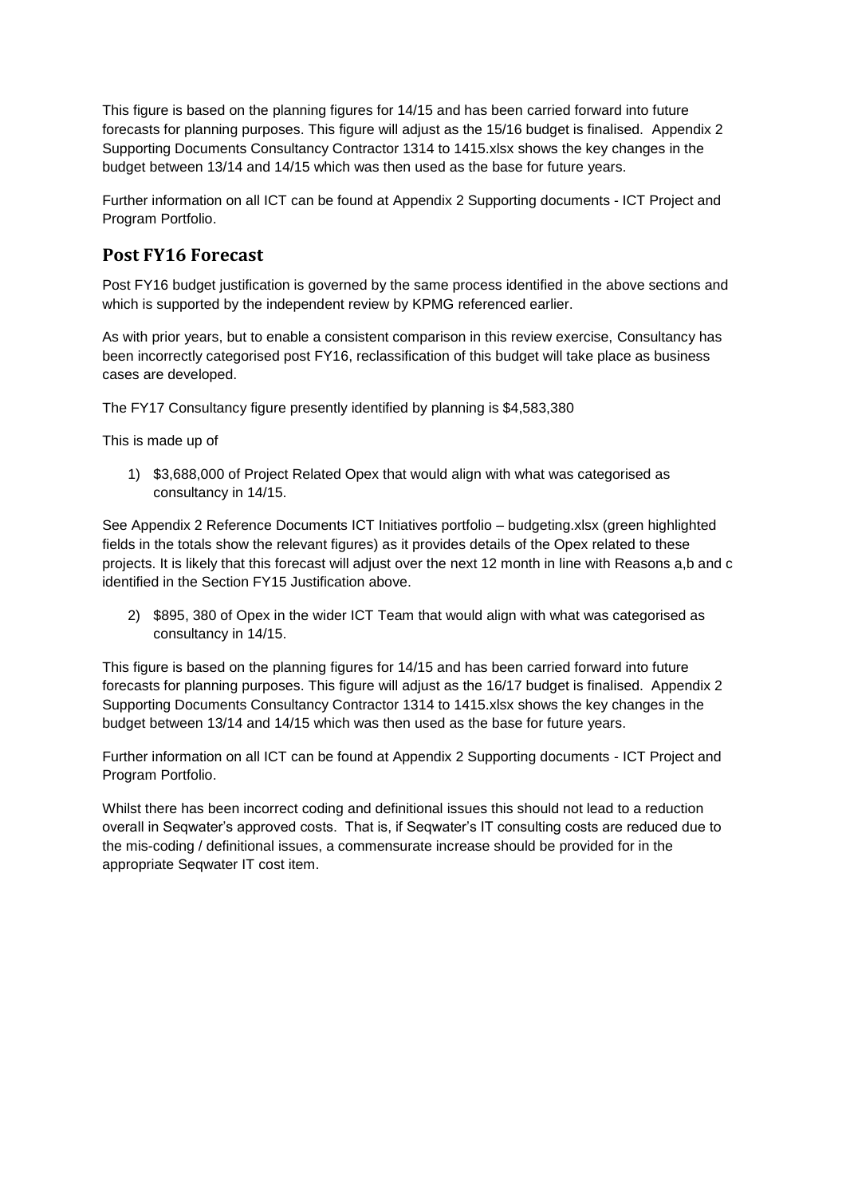This figure is based on the planning figures for 14/15 and has been carried forward into future forecasts for planning purposes. This figure will adjust as the 15/16 budget is finalised. Appendix 2 Supporting Documents Consultancy Contractor 1314 to 1415.xlsx shows the key changes in the budget between 13/14 and 14/15 which was then used as the base for future years.

Further information on all ICT can be found at Appendix 2 Supporting documents - ICT Project and Program Portfolio.

## Post FY16 Forecast

Post FY16 budget justification is governed by the same process identified in the above sections and which is supported by the independent review by KPMG referenced earlier.

As with prior years, but to enable a consistent comparison in this review exercise, Consultancy has been incorrectly categorised post FY16, reclassification of this budget will take place as business cases are developed.

The FY17 Consultancy figure presently identified by planning is $4,583,380

This is made up of

1) $3,688,000 of Project Related Opex that would align with what was categorised as consultancy in 14/15.

See Appendix 2 Reference Documents ICT Initiatives portfolio – budgeting.xlsx (green highlighted fields in the totals show the relevant figures) as it provides details of the Opex related to these projects. It is likely that this forecast will adjust over the next 12 month in line with Reasons a,b and c identified in the Section FY15 Justification above.

2) $895, 380 of Opex in the wider ICT Team that would align with what was categorised as consultancy in 14/15.

This figure is based on the planning figures for 14/15 and has been carried forward into future forecasts for planning purposes. This figure will adjust as the 16/17 budget is finalised. Appendix 2 Supporting Documents Consultancy Contractor 1314 to 1415.xlsx shows the key changes in the budget between 13/14 and 14/15 which was then used as the base for future years.

Further information on all ICT can be found at Appendix 2 Supporting documents - ICT Project and Program Portfolio.

Whilst there has been incorrect coding and definitional issues this should not lead to a reduction overall in Seqwater's approved costs. That is, if Seqwater's IT consulting costs are reduced due to the mis-coding / definitional issues, a commensurate increase should be provided for in the appropriate Seqwater IT cost item.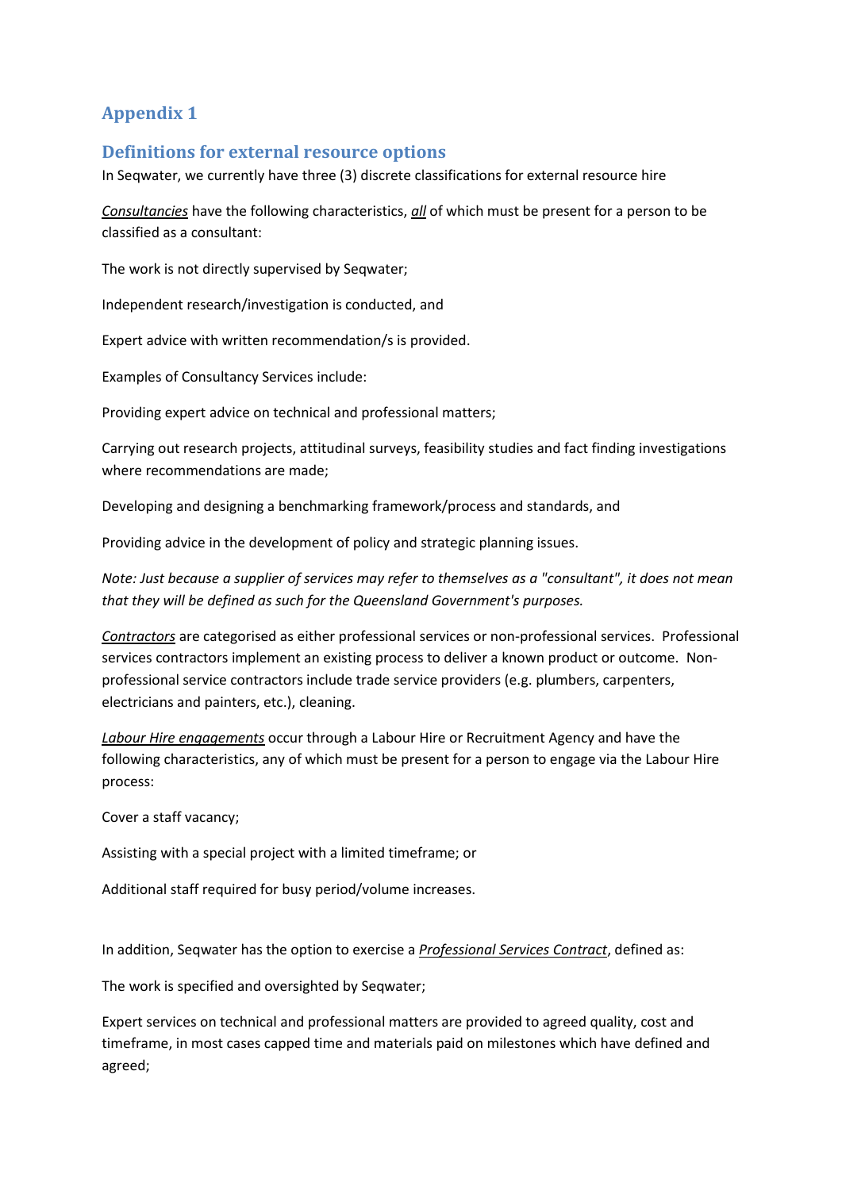## Appendix 1

## Definitions for external resource options

In Seqwater, we currently have three (3) discrete classifications for external resource hire

*Consultancies* have the following characteristics, ***all*** of which must be present for a person to be classified as a consultant:

The work is not directly supervised by Seqwater;

Independent research/investigation is conducted, and

Expert advice with written recommendation/s is provided.

Examples of Consultancy Services include:

Providing expert advice on technical and professional matters;

Carrying out research projects, attitudinal surveys, feasibility studies and fact finding investigations where recommendations are made;

Developing and designing a benchmarking framework/process and standards, and

Providing advice in the development of policy and strategic planning issues.

*Note: Just because a supplier of services may refer to themselves as a "consultant", it does not mean that they will be defined as such for the Queensland Government's purposes.*

*Contractors* are categorised as either professional services or non-professional services. Professional services contractors implement an existing process to deliver a known product or outcome. Non-professional service contractors include trade service providers (e.g. plumbers, carpenters, electricians and painters, etc.), cleaning.

*Labour Hire engagements* occur through a Labour Hire or Recruitment Agency and have the following characteristics, any of which must be present for a person to engage via the Labour Hire process:

Cover a staff vacancy;

Assisting with a special project with a limited timeframe; or

Additional staff required for busy period/volume increases.

In addition, Seqwater has the option to exercise a *Professional Services Contract*, defined as:

The work is specified and oversighted by Seqwater;

Expert services on technical and professional matters are provided to agreed quality, cost and timeframe, in most cases capped time and materials paid on milestones which have defined and agreed;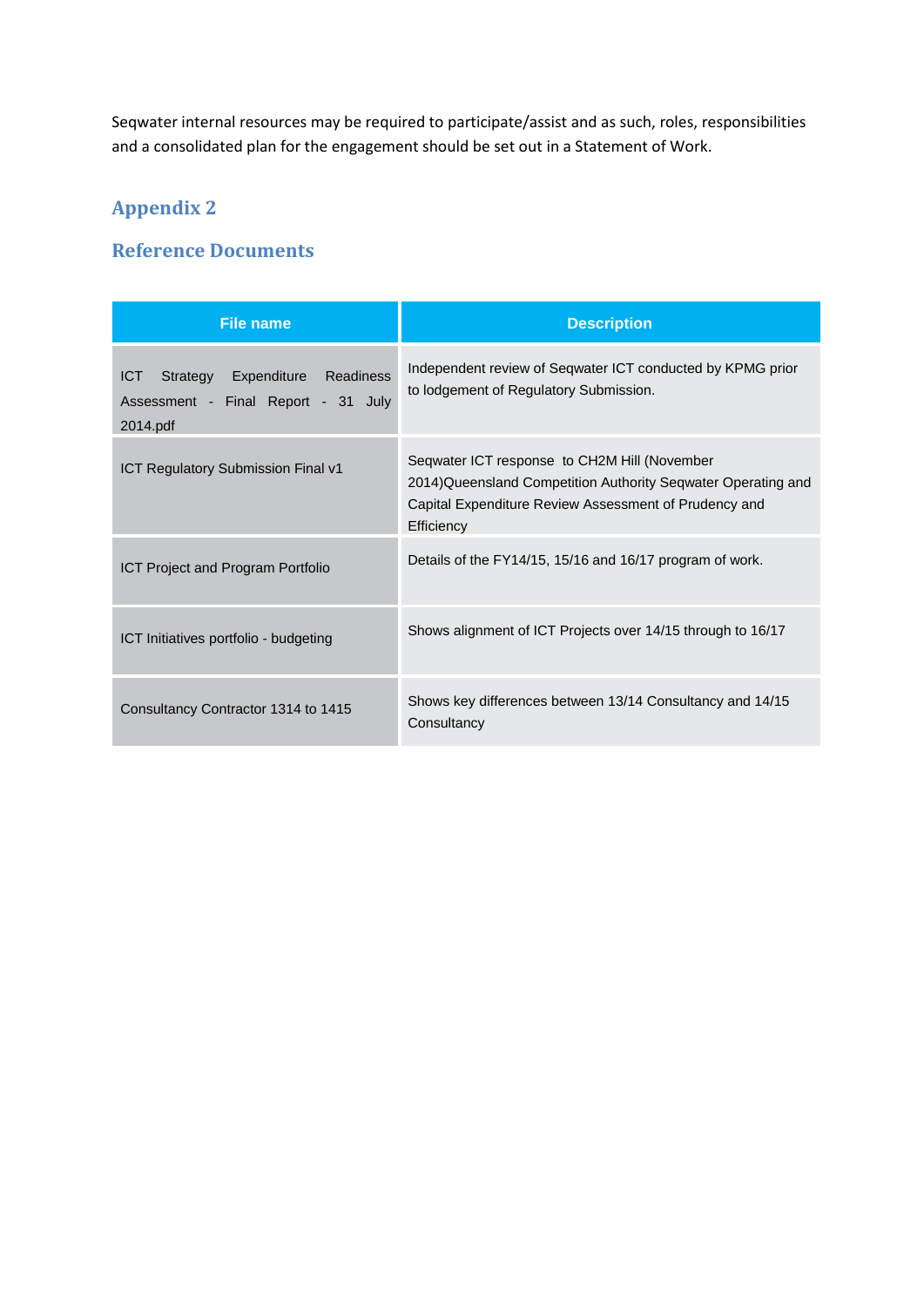Seqwater internal resources may be required to participate/assist and as such, roles, responsibilities and a consolidated plan for the engagement should be set out in a Statement of Work.

## Appendix 2

## Reference Documents

| File name | Description |
| --- | --- |
| ICT Strategy Expenditure Readiness Assessment - Final Report - 31 July 2014.pdf | Independent review of Seqwater ICT conducted by KPMG prior to lodgement of Regulatory Submission. |
| ICT Regulatory Submission Final v1 | Seqwater ICT response to CH2M Hill (November 2014)Queensland Competition Authority Seqwater Operating and Capital Expenditure Review Assessment of Prudency and Efficiency |
| ICT Project and Program Portfolio | Details of the FY14/15, 15/16 and 16/17 program of work. |
| ICT Initiatives portfolio - budgeting | Shows alignment of ICT Projects over 14/15 through to 16/17 |
| Consultancy Contractor 1314 to 1415 | Shows key differences between 13/14 Consultancy and 14/15 Consultancy |